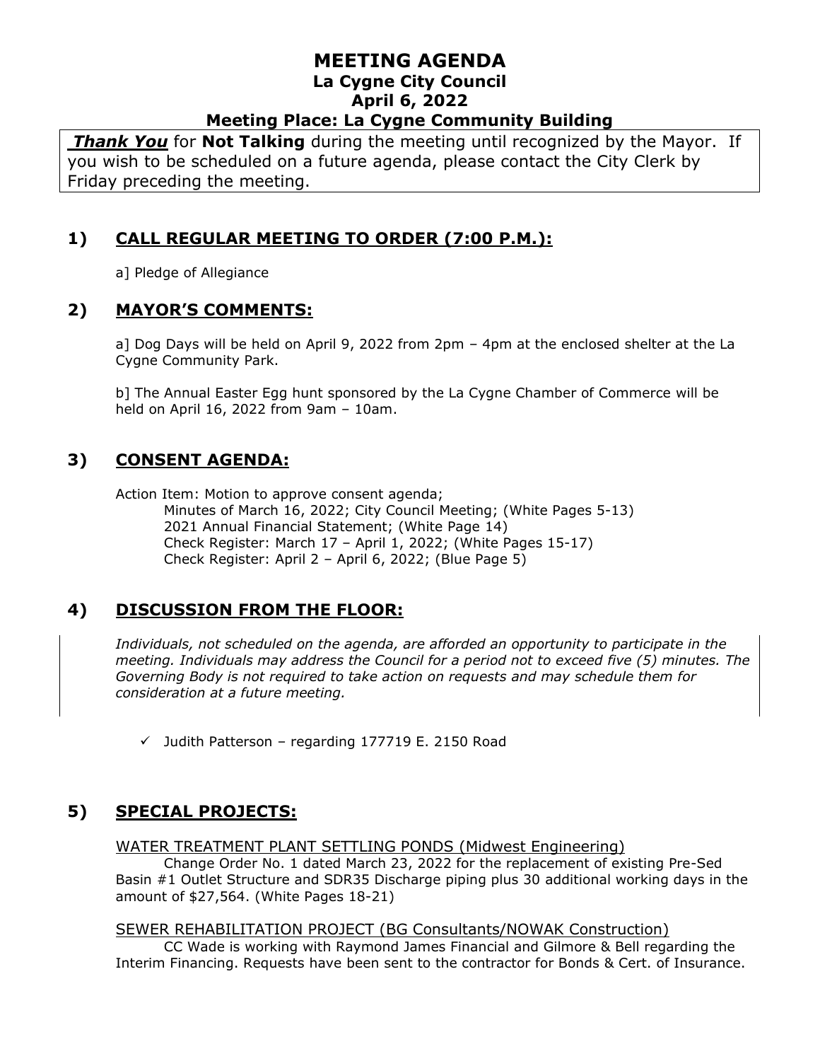# MEETING AGENDA
## La Cygne City Council
## April 6, 2022
## Meeting Place: La Cygne Community Building

***Thank You*** for **Not Talking** during the meeting until recognized by the Mayor. If you wish to be scheduled on a future agenda, please contact the City Clerk by Friday preceding the meeting.

## 1) CALL REGULAR MEETING TO ORDER (7:00 P.M.):

a] Pledge of Allegiance

## 2) MAYOR'S COMMENTS:

a] Dog Days will be held on April 9, 2022 from 2pm – 4pm at the enclosed shelter at the La Cygne Community Park.

b] The Annual Easter Egg hunt sponsored by the La Cygne Chamber of Commerce will be held on April 16, 2022 from 9am – 10am.

## 3) CONSENT AGENDA:

Action Item: Motion to approve consent agenda;
- Minutes of March 16, 2022; City Council Meeting; (White Pages 5-13)
- 2021 Annual Financial Statement; (White Page 14)
- Check Register: March 17 – April 1, 2022; (White Pages 15-17)
- Check Register: April 2 – April 6, 2022; (Blue Page 5)

## 4) DISCUSSION FROM THE FLOOR:

*Individuals, not scheduled on the agenda, are afforded an opportunity to participate in the meeting. Individuals may address the Council for a period not to exceed five (5) minutes. The Governing Body is not required to take action on requests and may schedule them for consideration at a future meeting.*

- ✓ Judith Patterson – regarding 177719 E. 2150 Road

## 5) SPECIAL PROJECTS:

WATER TREATMENT PLANT SETTLING PONDS (Midwest Engineering)

Change Order No. 1 dated March 23, 2022 for the replacement of existing Pre-Sed Basin #1 Outlet Structure and SDR35 Discharge piping plus 30 additional working days in the amount of $27,564. (White Pages 18-21)

SEWER REHABILITATION PROJECT (BG Consultants/NOWAK Construction)

CC Wade is working with Raymond James Financial and Gilmore & Bell regarding the Interim Financing. Requests have been sent to the contractor for Bonds & Cert. of Insurance.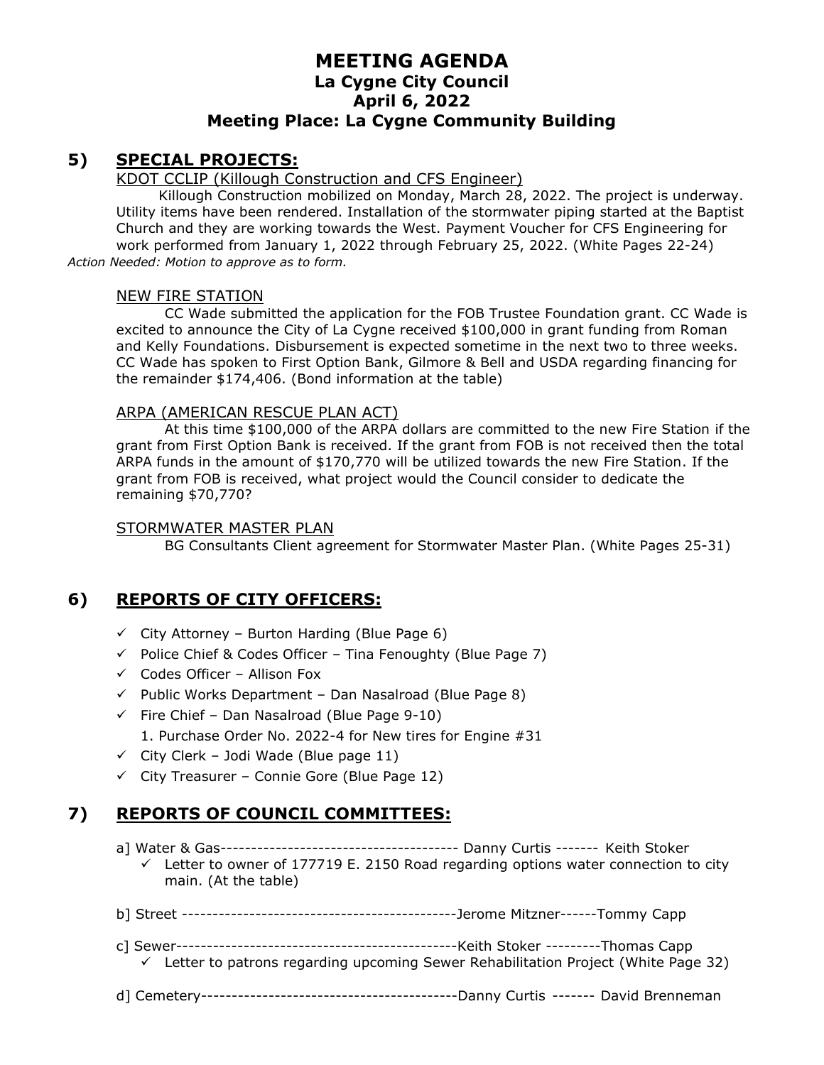# MEETING AGENDA
## La Cygne City Council
## April 6, 2022
## Meeting Place: La Cygne Community Building

## 5) SPECIAL PROJECTS:

KDOT CCLIP (Killough Construction and CFS Engineer)

Killough Construction mobilized on Monday, March 28, 2022. The project is underway. Utility items have been rendered. Installation of the stormwater piping started at the Baptist Church and they are working towards the West. Payment Voucher for CFS Engineering for work performed from January 1, 2022 through February 25, 2022. (White Pages 22-24)

*Action Needed: Motion to approve as to form.*

NEW FIRE STATION

CC Wade submitted the application for the FOB Trustee Foundation grant. CC Wade is excited to announce the City of La Cygne received $100,000 in grant funding from Roman and Kelly Foundations. Disbursement is expected sometime in the next two to three weeks. CC Wade has spoken to First Option Bank, Gilmore & Bell and USDA regarding financing for the remainder $174,406. (Bond information at the table)

ARPA (AMERICAN RESCUE PLAN ACT)

At this time $100,000 of the ARPA dollars are committed to the new Fire Station if the grant from First Option Bank is received. If the grant from FOB is not received then the total ARPA funds in the amount of $170,770 will be utilized towards the new Fire Station. If the grant from FOB is received, what project would the Council consider to dedicate the remaining $70,770?

STORMWATER MASTER PLAN

BG Consultants Client agreement for Stormwater Master Plan. (White Pages 25-31)

## 6) REPORTS OF CITY OFFICERS:

- ✓ City Attorney – Burton Harding (Blue Page 6)
- ✓ Police Chief & Codes Officer – Tina Fenoughty (Blue Page 7)
- ✓ Codes Officer – Allison Fox
- ✓ Public Works Department – Dan Nasalroad (Blue Page 8)
- ✓ Fire Chief – Dan Nasalroad (Blue Page 9-10)
  1. Purchase Order No. 2022-4 for New tires for Engine #31
- ✓ City Clerk – Jodi Wade (Blue page 11)
- ✓ City Treasurer – Connie Gore (Blue Page 12)

## 7) REPORTS OF COUNCIL COMMITTEES:

a] Water & Gas--------------------------------------- Danny Curtis ------- Keith Stoker
- ✓ Letter to owner of 177719 E. 2150 Road regarding options water connection to city main. (At the table)

b] Street ---------------------------------------------Jerome Mitzner------Tommy Capp

c] Sewer----------------------------------------------Keith Stoker ---------Thomas Capp
- ✓ Letter to patrons regarding upcoming Sewer Rehabilitation Project (White Page 32)

d] Cemetery------------------------------------------Danny Curtis ------- David Brenneman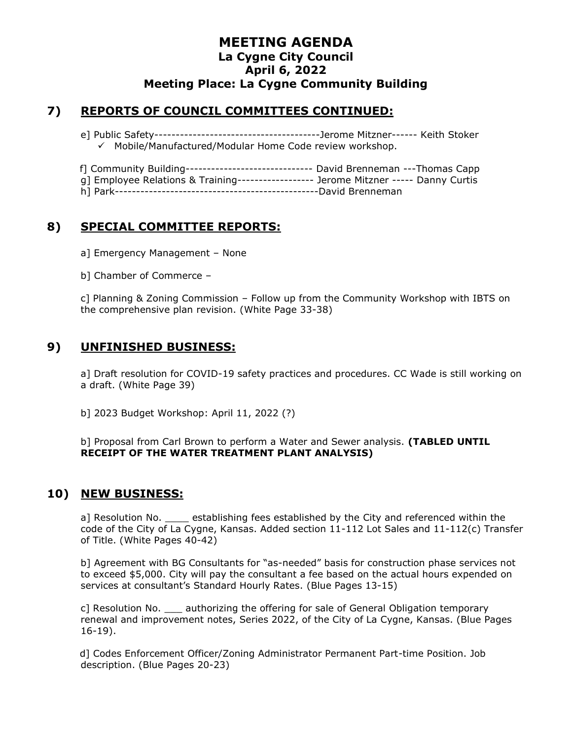# MEETING AGENDA
## La Cygne City Council
## April 6, 2022
## Meeting Place: La Cygne Community Building

## 7) REPORTS OF COUNCIL COMMITTEES CONTINUED:

e] Public Safety---------------------------------------Jerome Mitzner------ Keith Stoker

- ✓ Mobile/Manufactured/Modular Home Code review workshop.

f] Community Building------------------------------ David Brenneman ---Thomas Capp
g] Employee Relations & Training------------------ Jerome Mitzner ----- Danny Curtis
h] Park------------------------------------------------David Brenneman

## 8) SPECIAL COMMITTEE REPORTS:

a] Emergency Management – None

b] Chamber of Commerce –

c] Planning & Zoning Commission – Follow up from the Community Workshop with IBTS on the comprehensive plan revision. (White Page 33-38)

## 9) UNFINISHED BUSINESS:

a] Draft resolution for COVID-19 safety practices and procedures. CC Wade is still working on a draft. (White Page 39)

b] 2023 Budget Workshop: April 11, 2022 (?)

b] Proposal from Carl Brown to perform a Water and Sewer analysis. **(TABLED UNTIL RECEIPT OF THE WATER TREATMENT PLANT ANALYSIS)**

## 10) NEW BUSINESS:

a] Resolution No. ____ establishing fees established by the City and referenced within the code of the City of La Cygne, Kansas. Added section 11-112 Lot Sales and 11-112(c) Transfer of Title. (White Pages 40-42)

b] Agreement with BG Consultants for "as-needed" basis for construction phase services not to exceed $5,000. City will pay the consultant a fee based on the actual hours expended on services at consultant's Standard Hourly Rates. (Blue Pages 13-15)

c] Resolution No. ___ authorizing the offering for sale of General Obligation temporary renewal and improvement notes, Series 2022, of the City of La Cygne, Kansas. (Blue Pages 16-19).

d] Codes Enforcement Officer/Zoning Administrator Permanent Part-time Position. Job description. (Blue Pages 20-23)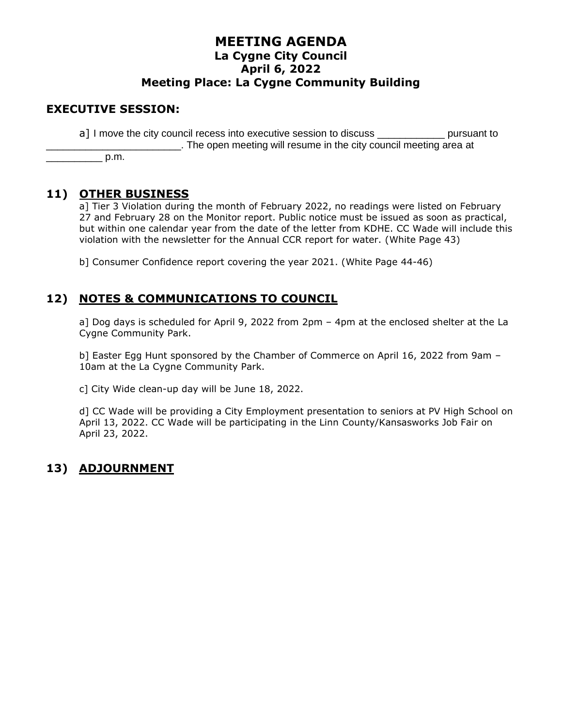# MEETING AGENDA
## La Cygne City Council
## April 6, 2022
## Meeting Place: La Cygne Community Building

## EXECUTIVE SESSION:

a] I move the city council recess into executive session to discuss ____________ pursuant to ________________________. The open meeting will resume in the city council meeting area at __________ p.m.

## 11) OTHER BUSINESS

a] Tier 3 Violation during the month of February 2022, no readings were listed on February 27 and February 28 on the Monitor report. Public notice must be issued as soon as practical, but within one calendar year from the date of the letter from KDHE. CC Wade will include this violation with the newsletter for the Annual CCR report for water. (White Page 43)

b] Consumer Confidence report covering the year 2021. (White Page 44-46)

## 12) NOTES & COMMUNICATIONS TO COUNCIL

a] Dog days is scheduled for April 9, 2022 from 2pm – 4pm at the enclosed shelter at the La Cygne Community Park.

b] Easter Egg Hunt sponsored by the Chamber of Commerce on April 16, 2022 from 9am – 10am at the La Cygne Community Park.

c] City Wide clean-up day will be June 18, 2022.

d] CC Wade will be providing a City Employment presentation to seniors at PV High School on April 13, 2022. CC Wade will be participating in the Linn County/Kansasworks Job Fair on April 23, 2022.

## 13) ADJOURNMENT